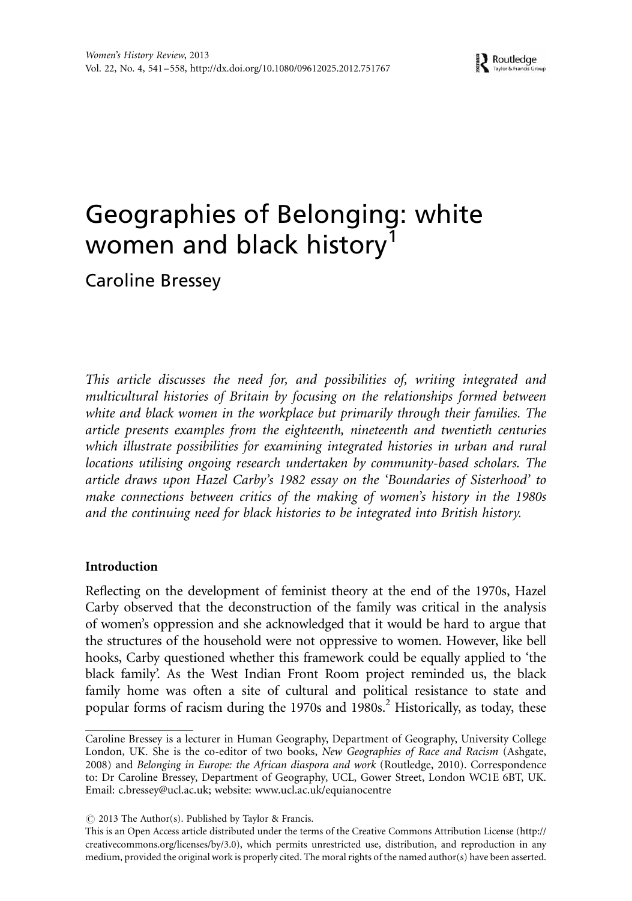# Geographies of Belonging: white women and black history[1]

Caroline Bressey

*This article discusses the need for, and possibilities of, writing integrated and multicultural histories of Britain by focusing on the relationships formed between white and black women in the workplace but primarily through their families. The article presents examples from the eighteenth, nineteenth and twentieth centuries which illustrate possibilities for examining integrated histories in urban and rural locations utilising ongoing research undertaken by community-based scholars. The article draws upon Hazel Carby's 1982 essay on the 'Boundaries of Sisterhood' to make connections between critics of the making of women's history in the 1980s and the continuing need for black histories to be integrated into British history.*

## Introduction

Reflecting on the development of feminist theory at the end of the 1970s, Hazel Carby observed that the deconstruction of the family was critical in the analysis of women's oppression and she acknowledged that it would be hard to argue that the structures of the household were not oppressive to women. However, like bell hooks, Carby questioned whether this framework could be equally applied to 'the black family'. As the West Indian Front Room project reminded us, the black family home was often a site of cultural and political resistance to state and popular forms of racism during the 1970s and 1980s.[2] Historically, as today, these

---

Caroline Bressey is a lecturer in Human Geography, Department of Geography, University College London, UK. She is the co-editor of two books, *New Geographies of Race and Racism* (Ashgate, 2008) and *Belonging in Europe: the African diaspora and work* (Routledge, 2010). Correspondence to: Dr Caroline Bressey, Department of Geography, UCL, Gower Street, London WC1E 6BT, UK. Email: c.bressey@ucl.ac.uk; website: www.ucl.ac.uk/equianocentre

© 2013 The Author(s). Published by Taylor & Francis.

This is an Open Access article distributed under the terms of the Creative Commons Attribution License (http://creativecommons.org/licenses/by/3.0), which permits unrestricted use, distribution, and reproduction in any medium, provided the original work is properly cited. The moral rights of the named author(s) have been asserted.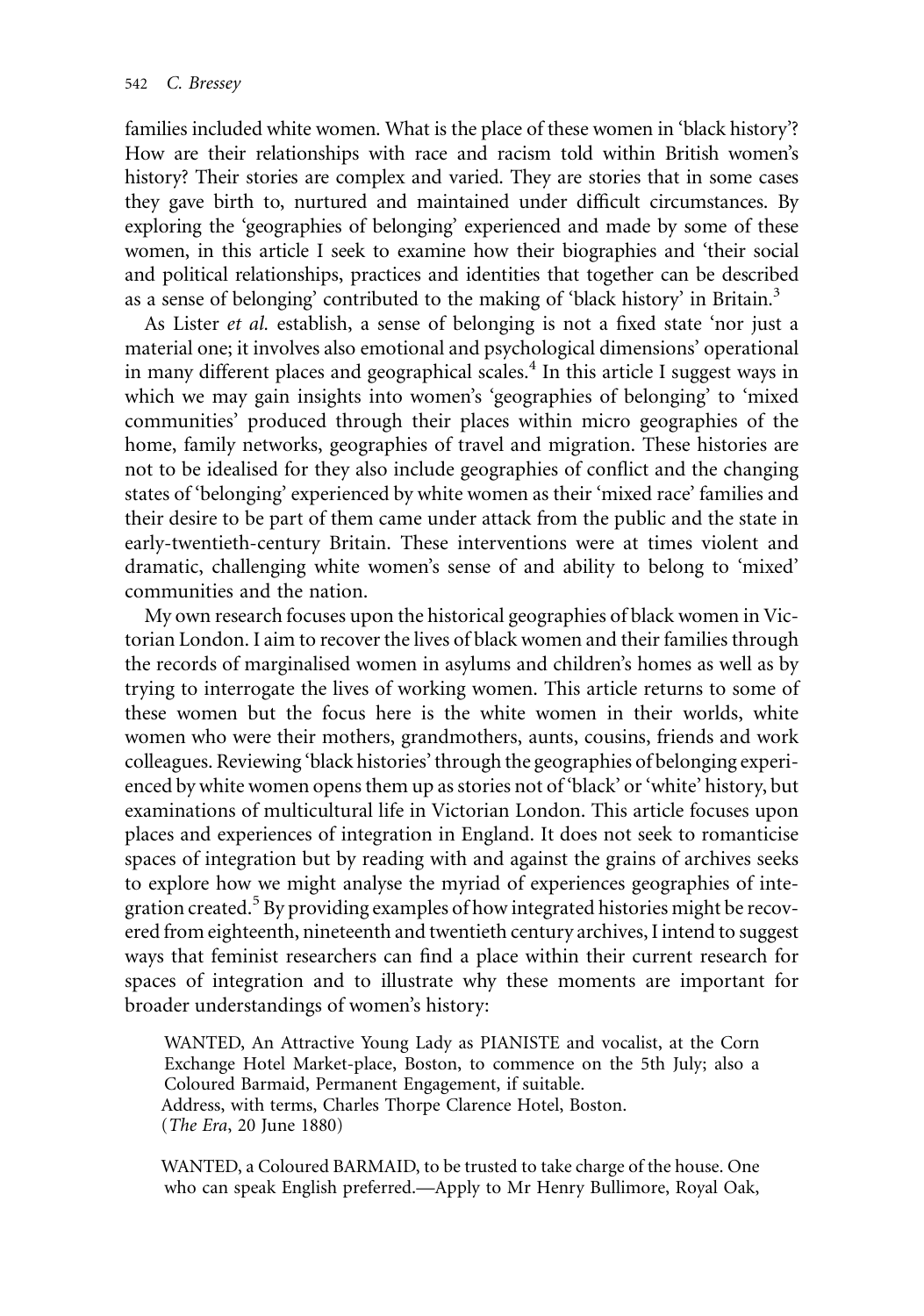families included white women. What is the place of these women in 'black history'? How are their relationships with race and racism told within British women's history? Their stories are complex and varied. They are stories that in some cases they gave birth to, nurtured and maintained under difficult circumstances. By exploring the 'geographies of belonging' experienced and made by some of these women, in this article I seek to examine how their biographies and 'their social and political relationships, practices and identities that together can be described as a sense of belonging' contributed to the making of 'black history' in Britain.[3]

As Lister *et al.* establish, a sense of belonging is not a fixed state 'nor just a material one; it involves also emotional and psychological dimensions' operational in many different places and geographical scales.[4] In this article I suggest ways in which we may gain insights into women's 'geographies of belonging' to 'mixed communities' produced through their places within micro geographies of the home, family networks, geographies of travel and migration. These histories are not to be idealised for they also include geographies of conflict and the changing states of 'belonging' experienced by white women as their 'mixed race' families and their desire to be part of them came under attack from the public and the state in early-twentieth-century Britain. These interventions were at times violent and dramatic, challenging white women's sense of and ability to belong to 'mixed' communities and the nation.

My own research focuses upon the historical geographies of black women in Victorian London. I aim to recover the lives of black women and their families through the records of marginalised women in asylums and children's homes as well as by trying to interrogate the lives of working women. This article returns to some of these women but the focus here is the white women in their worlds, white women who were their mothers, grandmothers, aunts, cousins, friends and work colleagues. Reviewing 'black histories' through the geographies of belonging experienced by white women opens them up as stories not of 'black' or 'white' history, but examinations of multicultural life in Victorian London. This article focuses upon places and experiences of integration in England. It does not seek to romanticise spaces of integration but by reading with and against the grains of archives seeks to explore how we might analyse the myriad of experiences geographies of integration created.[5] By providing examples of how integrated histories might be recovered from eighteenth, nineteenth and twentieth century archives, I intend to suggest ways that feminist researchers can find a place within their current research for spaces of integration and to illustrate why these moments are important for broader understandings of women's history:

> WANTED, An Attractive Young Lady as PIANISTE and vocalist, at the Corn Exchange Hotel Market-place, Boston, to commence on the 5th July; also a Coloured Barmaid, Permanent Engagement, if suitable.
> Address, with terms, Charles Thorpe Clarence Hotel, Boston.
> (*The Era*, 20 June 1880)

> WANTED, a Coloured BARMAID, to be trusted to take charge of the house. One who can speak English preferred.—Apply to Mr Henry Bullimore, Royal Oak,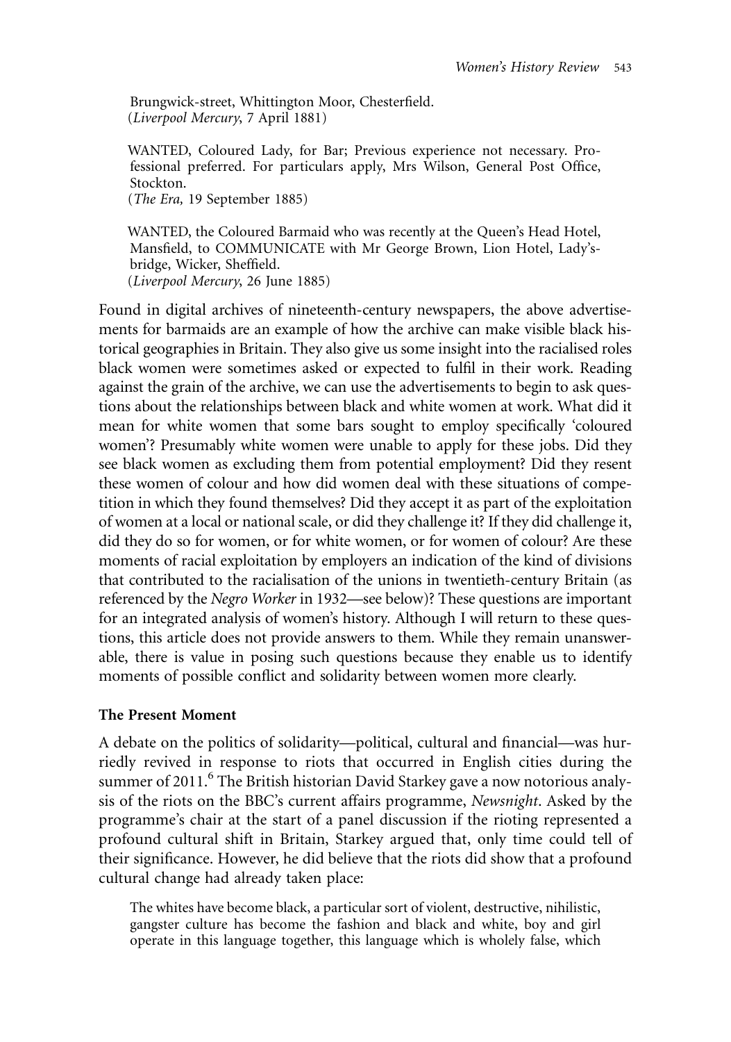Brungwick-street, Whittington Moor, Chesterfield.
(*Liverpool Mercury*, 7 April 1881)

> WANTED, Coloured Lady, for Bar; Previous experience not necessary. Professional preferred. For particulars apply, Mrs Wilson, General Post Office, Stockton.
> (*The Era*, 19 September 1885)

> WANTED, the Coloured Barmaid who was recently at the Queen's Head Hotel, Mansfield, to COMMUNICATE with Mr George Brown, Lion Hotel, Lady's-bridge, Wicker, Sheffield.
> (*Liverpool Mercury*, 26 June 1885)

Found in digital archives of nineteenth-century newspapers, the above advertisements for barmaids are an example of how the archive can make visible black historical geographies in Britain. They also give us some insight into the racialised roles black women were sometimes asked or expected to fulfil in their work. Reading against the grain of the archive, we can use the advertisements to begin to ask questions about the relationships between black and white women at work. What did it mean for white women that some bars sought to employ specifically 'coloured women'? Presumably white women were unable to apply for these jobs. Did they see black women as excluding them from potential employment? Did they resent these women of colour and how did women deal with these situations of competition in which they found themselves? Did they accept it as part of the exploitation of women at a local or national scale, or did they challenge it? If they did challenge it, did they do so for women, or for white women, or for women of colour? Are these moments of racial exploitation by employers an indication of the kind of divisions that contributed to the racialisation of the unions in twentieth-century Britain (as referenced by the *Negro Worker* in 1932—see below)? These questions are important for an integrated analysis of women's history. Although I will return to these questions, this article does not provide answers to them. While they remain unanswerable, there is value in posing such questions because they enable us to identify moments of possible conflict and solidarity between women more clearly.

## The Present Moment

A debate on the politics of solidarity—political, cultural and financial—was hurriedly revived in response to riots that occurred in English cities during the summer of 2011.[6] The British historian David Starkey gave a now notorious analysis of the riots on the BBC's current affairs programme, *Newsnight*. Asked by the programme's chair at the start of a panel discussion if the rioting represented a profound cultural shift in Britain, Starkey argued that, only time could tell of their significance. However, he did believe that the riots did show that a profound cultural change had already taken place:

> The whites have become black, a particular sort of violent, destructive, nihilistic, gangster culture has become the fashion and black and white, boy and girl operate in this language together, this language which is wholely false, which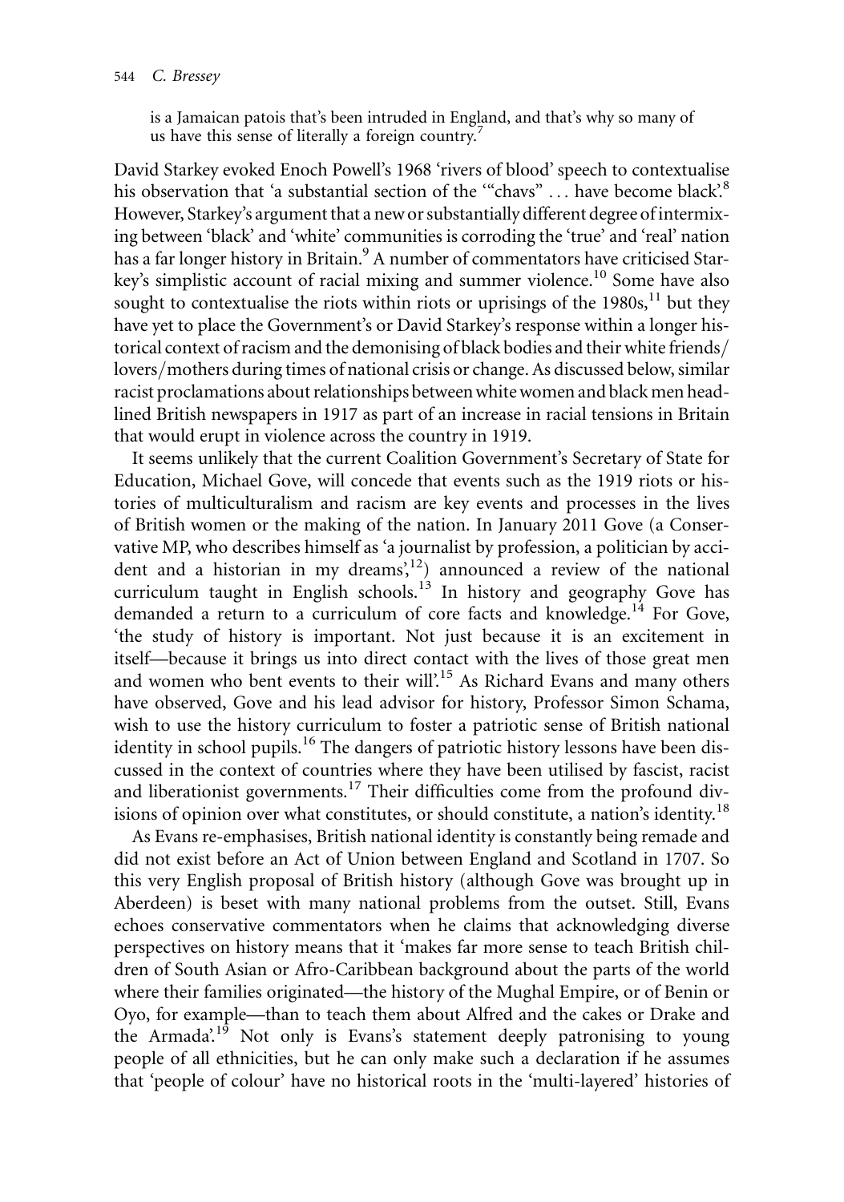is a Jamaican patois that's been intruded in England, and that's why so many of us have this sense of literally a foreign country.[7]

David Starkey evoked Enoch Powell's 1968 'rivers of blood' speech to contextualise his observation that 'a substantial section of the '"chavs" ... have become black'.[8] However, Starkey's argument that a new or substantially different degree of intermixing between 'black' and 'white' communities is corroding the 'true' and 'real' nation has a far longer history in Britain.[9] A number of commentators have criticised Starkey's simplistic account of racial mixing and summer violence.[10] Some have also sought to contextualise the riots within riots or uprisings of the 1980s,[11] but they have yet to place the Government's or David Starkey's response within a longer historical context of racism and the demonising of black bodies and their white friends/lovers/mothers during times of national crisis or change. As discussed below, similar racist proclamations about relationships between white women and black men headlined British newspapers in 1917 as part of an increase in racial tensions in Britain that would erupt in violence across the country in 1919.

It seems unlikely that the current Coalition Government's Secretary of State for Education, Michael Gove, will concede that events such as the 1919 riots or histories of multiculturalism and racism are key events and processes in the lives of British women or the making of the nation. In January 2011 Gove (a Conservative MP, who describes himself as 'a journalist by profession, a politician by accident and a historian in my dreams',[12]) announced a review of the national curriculum taught in English schools.[13] In history and geography Gove has demanded a return to a curriculum of core facts and knowledge.[14] For Gove, 'the study of history is important. Not just because it is an excitement in itself—because it brings us into direct contact with the lives of those great men and women who bent events to their will'.[15] As Richard Evans and many others have observed, Gove and his lead advisor for history, Professor Simon Schama, wish to use the history curriculum to foster a patriotic sense of British national identity in school pupils.[16] The dangers of patriotic history lessons have been discussed in the context of countries where they have been utilised by fascist, racist and liberationist governments.[17] Their difficulties come from the profound divisions of opinion over what constitutes, or should constitute, a nation's identity.[18]

As Evans re-emphasises, British national identity is constantly being remade and did not exist before an Act of Union between England and Scotland in 1707. So this very English proposal of British history (although Gove was brought up in Aberdeen) is beset with many national problems from the outset. Still, Evans echoes conservative commentators when he claims that acknowledging diverse perspectives on history means that it 'makes far more sense to teach British children of South Asian or Afro-Caribbean background about the parts of the world where their families originated—the history of the Mughal Empire, or of Benin or Oyo, for example—than to teach them about Alfred and the cakes or Drake and the Armada'.[19] Not only is Evans's statement deeply patronising to young people of all ethnicities, but he can only make such a declaration if he assumes that 'people of colour' have no historical roots in the 'multi-layered' histories of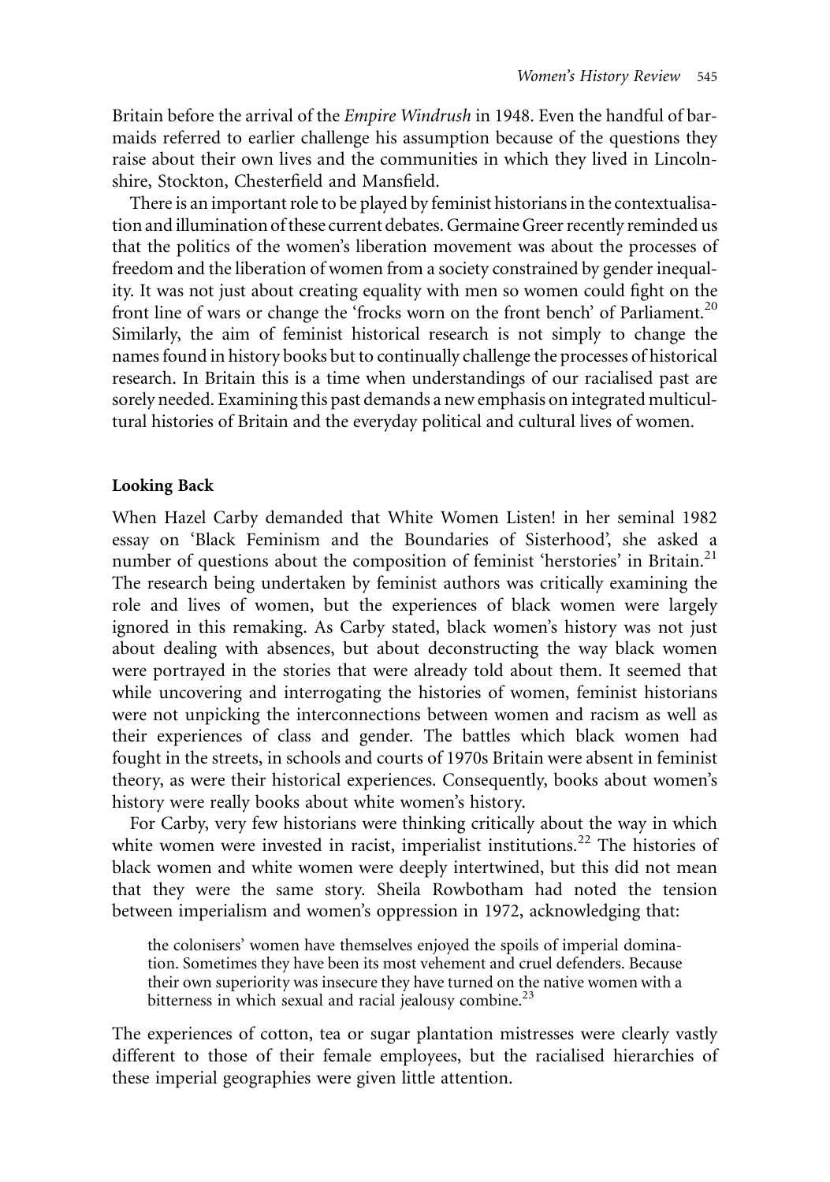Britain before the arrival of the *Empire Windrush* in 1948. Even the handful of barmaids referred to earlier challenge his assumption because of the questions they raise about their own lives and the communities in which they lived in Lincolnshire, Stockton, Chesterfield and Mansfield.

There is an important role to be played by feminist historians in the contextualisation and illumination of these current debates. Germaine Greer recently reminded us that the politics of the women's liberation movement was about the processes of freedom and the liberation of women from a society constrained by gender inequality. It was not just about creating equality with men so women could fight on the front line of wars or change the 'frocks worn on the front bench' of Parliament.[20] Similarly, the aim of feminist historical research is not simply to change the names found in history books but to continually challenge the processes of historical research. In Britain this is a time when understandings of our racialised past are sorely needed. Examining this past demands a new emphasis on integrated multicultural histories of Britain and the everyday political and cultural lives of women.

## Looking Back

When Hazel Carby demanded that White Women Listen! in her seminal 1982 essay on 'Black Feminism and the Boundaries of Sisterhood', she asked a number of questions about the composition of feminist 'herstories' in Britain.[21] The research being undertaken by feminist authors was critically examining the role and lives of women, but the experiences of black women were largely ignored in this remaking. As Carby stated, black women's history was not just about dealing with absences, but about deconstructing the way black women were portrayed in the stories that were already told about them. It seemed that while uncovering and interrogating the histories of women, feminist historians were not unpicking the interconnections between women and racism as well as their experiences of class and gender. The battles which black women had fought in the streets, in schools and courts of 1970s Britain were absent in feminist theory, as were their historical experiences. Consequently, books about women's history were really books about white women's history.

For Carby, very few historians were thinking critically about the way in which white women were invested in racist, imperialist institutions.[22] The histories of black women and white women were deeply intertwined, but this did not mean that they were the same story. Sheila Rowbotham had noted the tension between imperialism and women's oppression in 1972, acknowledging that:

> the colonisers' women have themselves enjoyed the spoils of imperial domination. Sometimes they have been its most vehement and cruel defenders. Because their own superiority was insecure they have turned on the native women with a bitterness in which sexual and racial jealousy combine.[23]

The experiences of cotton, tea or sugar plantation mistresses were clearly vastly different to those of their female employees, but the racialised hierarchies of these imperial geographies were given little attention.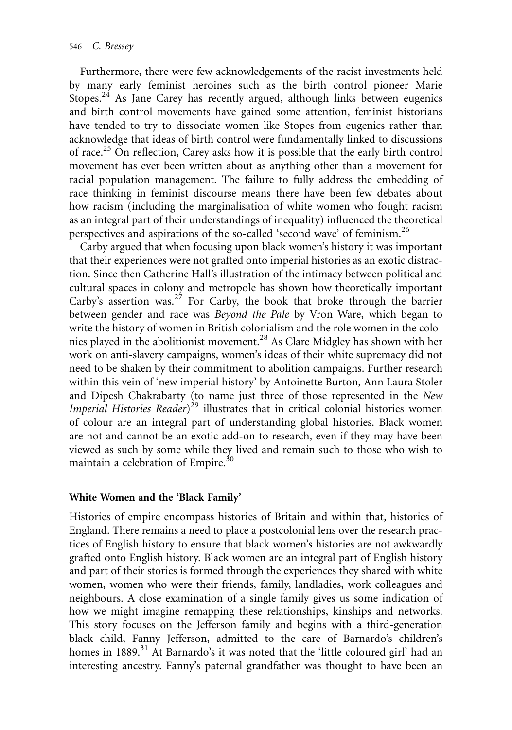Furthermore, there were few acknowledgements of the racist investments held by many early feminist heroines such as the birth control pioneer Marie Stopes.[24] As Jane Carey has recently argued, although links between eugenics and birth control movements have gained some attention, feminist historians have tended to try to dissociate women like Stopes from eugenics rather than acknowledge that ideas of birth control were fundamentally linked to discussions of race.[25] On reflection, Carey asks how it is possible that the early birth control movement has ever been written about as anything other than a movement for racial population management. The failure to fully address the embedding of race thinking in feminist discourse means there have been few debates about how racism (including the marginalisation of white women who fought racism as an integral part of their understandings of inequality) influenced the theoretical perspectives and aspirations of the so-called 'second wave' of feminism.[26]

Carby argued that when focusing upon black women's history it was important that their experiences were not grafted onto imperial histories as an exotic distraction. Since then Catherine Hall's illustration of the intimacy between political and cultural spaces in colony and metropole has shown how theoretically important Carby's assertion was.[27] For Carby, the book that broke through the barrier between gender and race was *Beyond the Pale* by Vron Ware, which began to write the history of women in British colonialism and the role women in the colonies played in the abolitionist movement.[28] As Clare Midgley has shown with her work on anti-slavery campaigns, women's ideas of their white supremacy did not need to be shaken by their commitment to abolition campaigns. Further research within this vein of 'new imperial history' by Antoinette Burton, Ann Laura Stoler and Dipesh Chakrabarty (to name just three of those represented in the *New Imperial Histories Reader*)[29] illustrates that in critical colonial histories women of colour are an integral part of understanding global histories. Black women are not and cannot be an exotic add-on to research, even if they may have been viewed as such by some while they lived and remain such to those who wish to maintain a celebration of Empire.[30]

## White Women and the 'Black Family'

Histories of empire encompass histories of Britain and within that, histories of England. There remains a need to place a postcolonial lens over the research practices of English history to ensure that black women's histories are not awkwardly grafted onto English history. Black women are an integral part of English history and part of their stories is formed through the experiences they shared with white women, women who were their friends, family, landladies, work colleagues and neighbours. A close examination of a single family gives us some indication of how we might imagine remapping these relationships, kinships and networks. This story focuses on the Jefferson family and begins with a third-generation black child, Fanny Jefferson, admitted to the care of Barnardo's children's homes in 1889.[31] At Barnardo's it was noted that the 'little coloured girl' had an interesting ancestry. Fanny's paternal grandfather was thought to have been an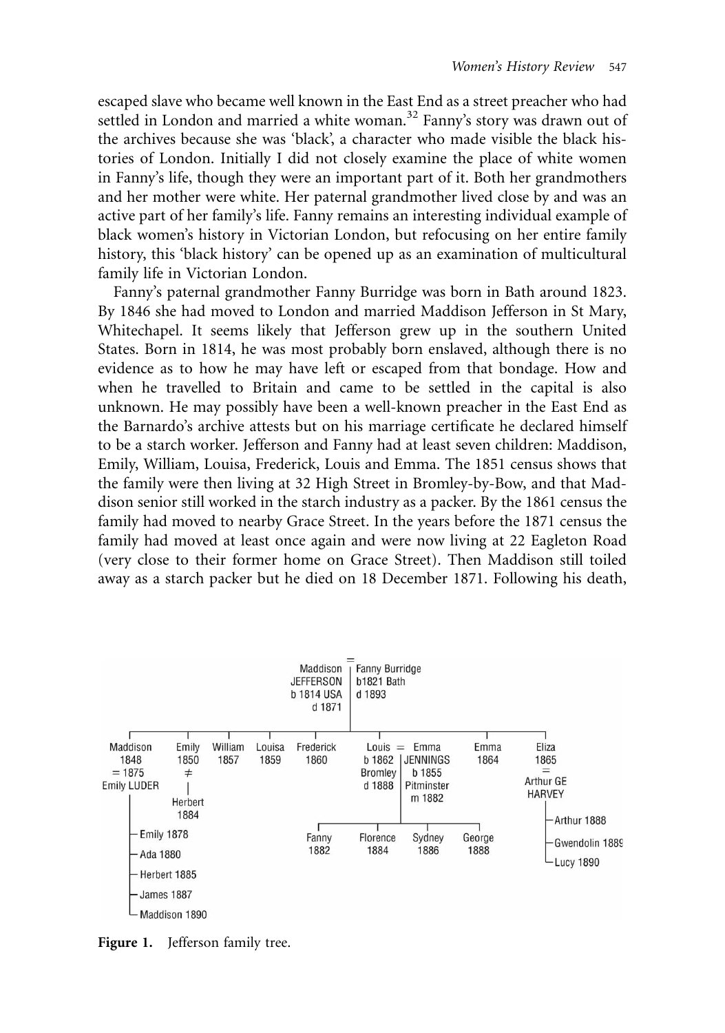escaped slave who became well known in the East End as a street preacher who had settled in London and married a white woman.[32] Fanny's story was drawn out of the archives because she was 'black', a character who made visible the black histories of London. Initially I did not closely examine the place of white women in Fanny's life, though they were an important part of it. Both her grandmothers and her mother were white. Her paternal grandmother lived close by and was an active part of her family's life. Fanny remains an interesting individual example of black women's history in Victorian London, but refocusing on her entire family history, this 'black history' can be opened up as an examination of multicultural family life in Victorian London.

Fanny's paternal grandmother Fanny Burridge was born in Bath around 1823. By 1846 she had moved to London and married Maddison Jefferson in St Mary, Whitechapel. It seems likely that Jefferson grew up in the southern United States. Born in 1814, he was most probably born enslaved, although there is no evidence as to how he may have left or escaped from that bondage. How and when he travelled to Britain and came to be settled in the capital is also unknown. He may possibly have been a well-known preacher in the East End as the Barnardo's archive attests but on his marriage certificate he declared himself to be a starch worker. Jefferson and Fanny had at least seven children: Maddison, Emily, William, Louisa, Frederick, Louis and Emma. The 1851 census shows that the family were then living at 32 High Street in Bromley-by-Bow, and that Maddison senior still worked in the starch industry as a packer. By the 1861 census the family had moved to nearby Grace Street. In the years before the 1871 census the family had moved at least once again and were now living at 22 Eagleton Road (very close to their former home on Grace Street). Then Maddison still toiled away as a starch packer but he died on 18 December 1871. Following his death,

**Figure 1.** Jefferson family tree.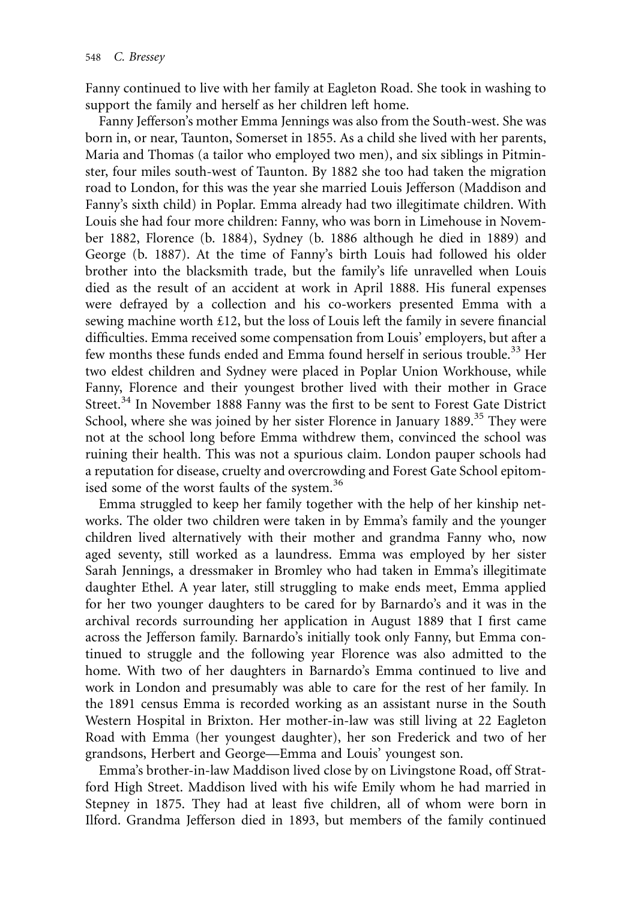Fanny continued to live with her family at Eagleton Road. She took in washing to support the family and herself as her children left home.

Fanny Jefferson's mother Emma Jennings was also from the South-west. She was born in, or near, Taunton, Somerset in 1855. As a child she lived with her parents, Maria and Thomas (a tailor who employed two men), and six siblings in Pitminster, four miles south-west of Taunton. By 1882 she too had taken the migration road to London, for this was the year she married Louis Jefferson (Maddison and Fanny's sixth child) in Poplar. Emma already had two illegitimate children. With Louis she had four more children: Fanny, who was born in Limehouse in November 1882, Florence (b. 1884), Sydney (b. 1886 although he died in 1889) and George (b. 1887). At the time of Fanny's birth Louis had followed his older brother into the blacksmith trade, but the family's life unravelled when Louis died as the result of an accident at work in April 1888. His funeral expenses were defrayed by a collection and his co-workers presented Emma with a sewing machine worth £12, but the loss of Louis left the family in severe financial difficulties. Emma received some compensation from Louis' employers, but after a few months these funds ended and Emma found herself in serious trouble.[33] Her two eldest children and Sydney were placed in Poplar Union Workhouse, while Fanny, Florence and their youngest brother lived with their mother in Grace Street.[34] In November 1888 Fanny was the first to be sent to Forest Gate District School, where she was joined by her sister Florence in January 1889.[35] They were not at the school long before Emma withdrew them, convinced the school was ruining their health. This was not a spurious claim. London pauper schools had a reputation for disease, cruelty and overcrowding and Forest Gate School epitomised some of the worst faults of the system.[36]

Emma struggled to keep her family together with the help of her kinship networks. The older two children were taken in by Emma's family and the younger children lived alternatively with their mother and grandma Fanny who, now aged seventy, still worked as a laundress. Emma was employed by her sister Sarah Jennings, a dressmaker in Bromley who had taken in Emma's illegitimate daughter Ethel. A year later, still struggling to make ends meet, Emma applied for her two younger daughters to be cared for by Barnardo's and it was in the archival records surrounding her application in August 1889 that I first came across the Jefferson family. Barnardo's initially took only Fanny, but Emma continued to struggle and the following year Florence was also admitted to the home. With two of her daughters in Barnardo's Emma continued to live and work in London and presumably was able to care for the rest of her family. In the 1891 census Emma is recorded working as an assistant nurse in the South Western Hospital in Brixton. Her mother-in-law was still living at 22 Eagleton Road with Emma (her youngest daughter), her son Frederick and two of her grandsons, Herbert and George—Emma and Louis' youngest son.

Emma's brother-in-law Maddison lived close by on Livingstone Road, off Stratford High Street. Maddison lived with his wife Emily whom he had married in Stepney in 1875. They had at least five children, all of whom were born in Ilford. Grandma Jefferson died in 1893, but members of the family continued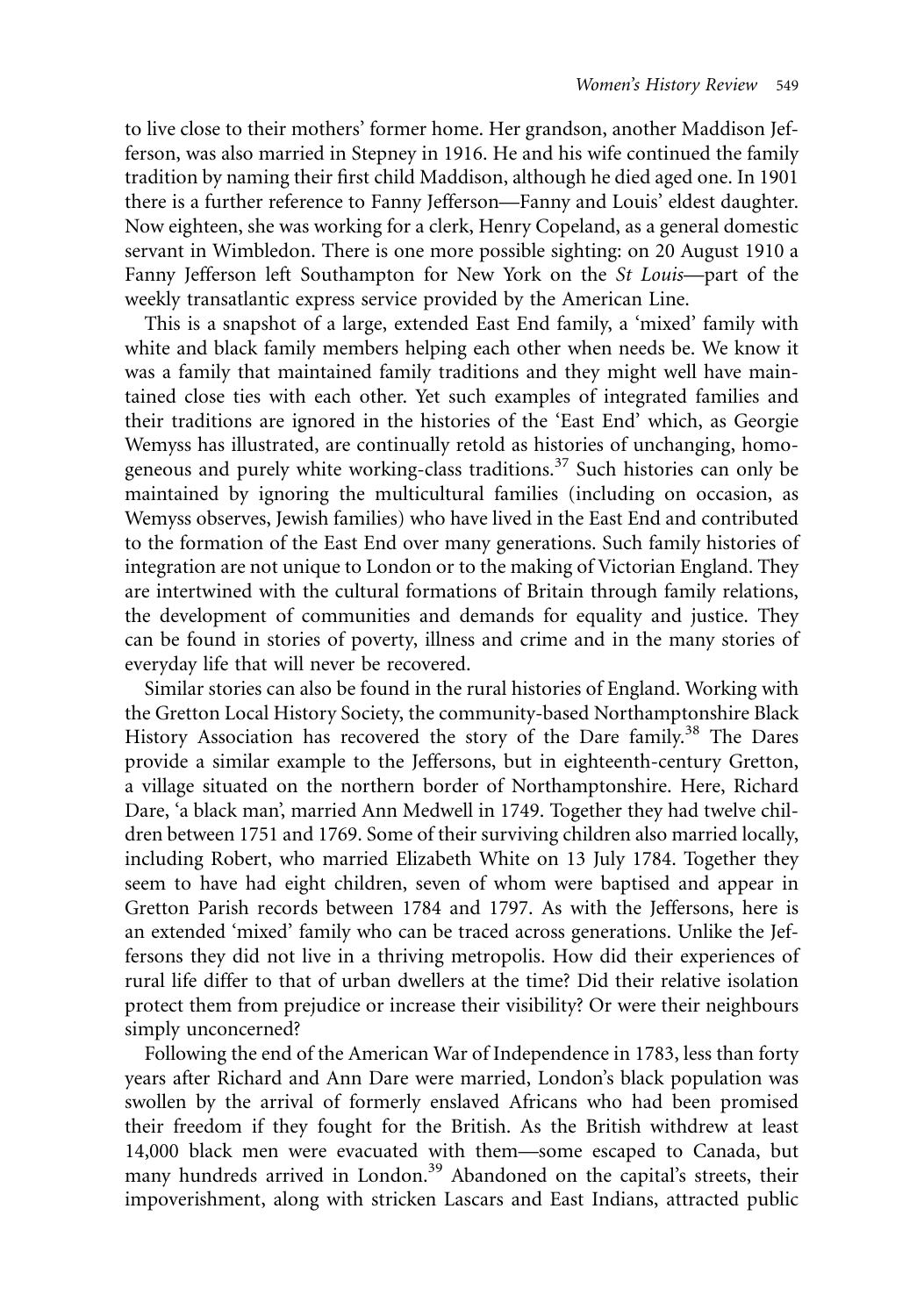to live close to their mothers' former home. Her grandson, another Maddison Jefferson, was also married in Stepney in 1916. He and his wife continued the family tradition by naming their first child Maddison, although he died aged one. In 1901 there is a further reference to Fanny Jefferson—Fanny and Louis' eldest daughter. Now eighteen, she was working for a clerk, Henry Copeland, as a general domestic servant in Wimbledon. There is one more possible sighting: on 20 August 1910 a Fanny Jefferson left Southampton for New York on the *St Louis*—part of the weekly transatlantic express service provided by the American Line.

This is a snapshot of a large, extended East End family, a 'mixed' family with white and black family members helping each other when needs be. We know it was a family that maintained family traditions and they might well have maintained close ties with each other. Yet such examples of integrated families and their traditions are ignored in the histories of the 'East End' which, as Georgie Wemyss has illustrated, are continually retold as histories of unchanging, homogeneous and purely white working-class traditions.[37] Such histories can only be maintained by ignoring the multicultural families (including on occasion, as Wemyss observes, Jewish families) who have lived in the East End and contributed to the formation of the East End over many generations. Such family histories of integration are not unique to London or to the making of Victorian England. They are intertwined with the cultural formations of Britain through family relations, the development of communities and demands for equality and justice. They can be found in stories of poverty, illness and crime and in the many stories of everyday life that will never be recovered.

Similar stories can also be found in the rural histories of England. Working with the Gretton Local History Society, the community-based Northamptonshire Black History Association has recovered the story of the Dare family.[38] The Dares provide a similar example to the Jeffersons, but in eighteenth-century Gretton, a village situated on the northern border of Northamptonshire. Here, Richard Dare, 'a black man', married Ann Medwell in 1749. Together they had twelve children between 1751 and 1769. Some of their surviving children also married locally, including Robert, who married Elizabeth White on 13 July 1784. Together they seem to have had eight children, seven of whom were baptised and appear in Gretton Parish records between 1784 and 1797. As with the Jeffersons, here is an extended 'mixed' family who can be traced across generations. Unlike the Jeffersons they did not live in a thriving metropolis. How did their experiences of rural life differ to that of urban dwellers at the time? Did their relative isolation protect them from prejudice or increase their visibility? Or were their neighbours simply unconcerned?

Following the end of the American War of Independence in 1783, less than forty years after Richard and Ann Dare were married, London's black population was swollen by the arrival of formerly enslaved Africans who had been promised their freedom if they fought for the British. As the British withdrew at least 14,000 black men were evacuated with them—some escaped to Canada, but many hundreds arrived in London.[39] Abandoned on the capital's streets, their impoverishment, along with stricken Lascars and East Indians, attracted public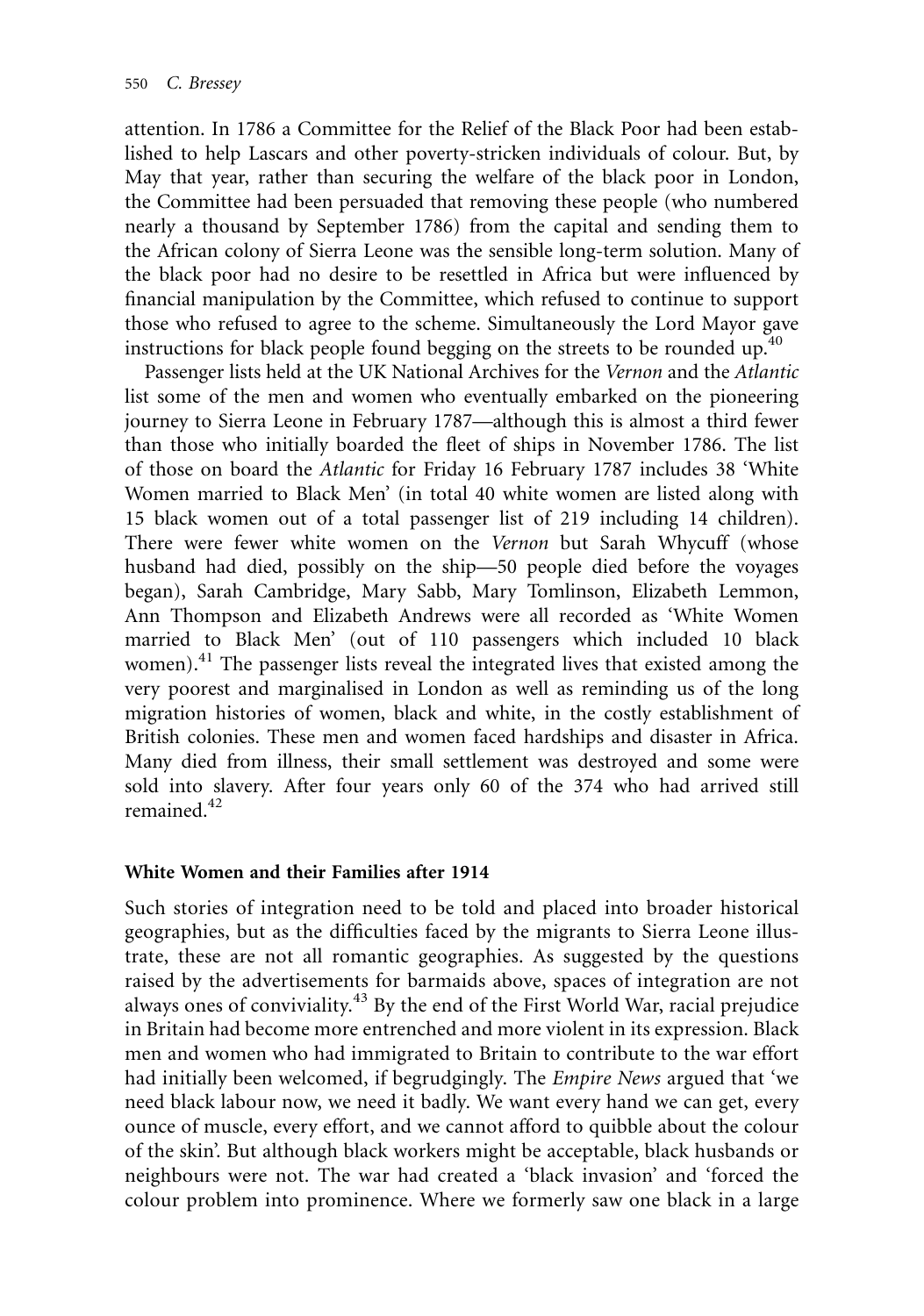attention. In 1786 a Committee for the Relief of the Black Poor had been established to help Lascars and other poverty-stricken individuals of colour. But, by May that year, rather than securing the welfare of the black poor in London, the Committee had been persuaded that removing these people (who numbered nearly a thousand by September 1786) from the capital and sending them to the African colony of Sierra Leone was the sensible long-term solution. Many of the black poor had no desire to be resettled in Africa but were influenced by financial manipulation by the Committee, which refused to continue to support those who refused to agree to the scheme. Simultaneously the Lord Mayor gave instructions for black people found begging on the streets to be rounded up.[40]

Passenger lists held at the UK National Archives for the *Vernon* and the *Atlantic* list some of the men and women who eventually embarked on the pioneering journey to Sierra Leone in February 1787—although this is almost a third fewer than those who initially boarded the fleet of ships in November 1786. The list of those on board the *Atlantic* for Friday 16 February 1787 includes 38 'White Women married to Black Men' (in total 40 white women are listed along with 15 black women out of a total passenger list of 219 including 14 children). There were fewer white women on the *Vernon* but Sarah Whycuff (whose husband had died, possibly on the ship—50 people died before the voyages began), Sarah Cambridge, Mary Sabb, Mary Tomlinson, Elizabeth Lemmon, Ann Thompson and Elizabeth Andrews were all recorded as 'White Women married to Black Men' (out of 110 passengers which included 10 black women).[41] The passenger lists reveal the integrated lives that existed among the very poorest and marginalised in London as well as reminding us of the long migration histories of women, black and white, in the costly establishment of British colonies. These men and women faced hardships and disaster in Africa. Many died from illness, their small settlement was destroyed and some were sold into slavery. After four years only 60 of the 374 who had arrived still remained.[42]

## White Women and their Families after 1914

Such stories of integration need to be told and placed into broader historical geographies, but as the difficulties faced by the migrants to Sierra Leone illustrate, these are not all romantic geographies. As suggested by the questions raised by the advertisements for barmaids above, spaces of integration are not always ones of conviviality.[43] By the end of the First World War, racial prejudice in Britain had become more entrenched and more violent in its expression. Black men and women who had immigrated to Britain to contribute to the war effort had initially been welcomed, if begrudgingly. The *Empire News* argued that 'we need black labour now, we need it badly. We want every hand we can get, every ounce of muscle, every effort, and we cannot afford to quibble about the colour of the skin'. But although black workers might be acceptable, black husbands or neighbours were not. The war had created a 'black invasion' and 'forced the colour problem into prominence. Where we formerly saw one black in a large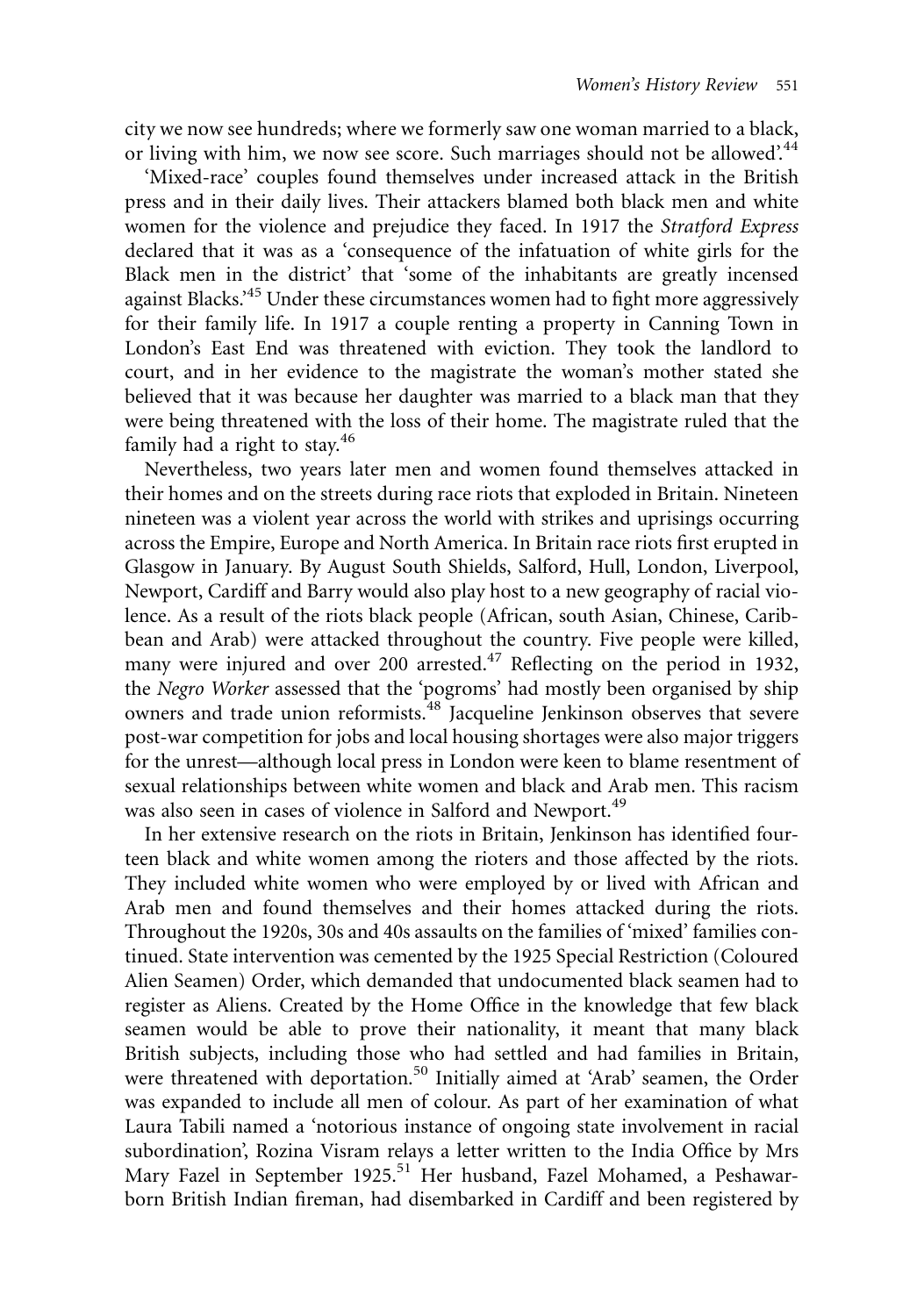city we now see hundreds; where we formerly saw one woman married to a black, or living with him, we now see score. Such marriages should not be allowed'.[44]

'Mixed-race' couples found themselves under increased attack in the British press and in their daily lives. Their attackers blamed both black men and white women for the violence and prejudice they faced. In 1917 the *Stratford Express* declared that it was as a 'consequence of the infatuation of white girls for the Black men in the district' that 'some of the inhabitants are greatly incensed against Blacks.'[45] Under these circumstances women had to fight more aggressively for their family life. In 1917 a couple renting a property in Canning Town in London's East End was threatened with eviction. They took the landlord to court, and in her evidence to the magistrate the woman's mother stated she believed that it was because her daughter was married to a black man that they were being threatened with the loss of their home. The magistrate ruled that the family had a right to stay.[46]

Nevertheless, two years later men and women found themselves attacked in their homes and on the streets during race riots that exploded in Britain. Nineteen nineteen was a violent year across the world with strikes and uprisings occurring across the Empire, Europe and North America. In Britain race riots first erupted in Glasgow in January. By August South Shields, Salford, Hull, London, Liverpool, Newport, Cardiff and Barry would also play host to a new geography of racial violence. As a result of the riots black people (African, south Asian, Chinese, Caribbean and Arab) were attacked throughout the country. Five people were killed, many were injured and over 200 arrested.[47] Reflecting on the period in 1932, the *Negro Worker* assessed that the 'pogroms' had mostly been organised by ship owners and trade union reformists.[48] Jacqueline Jenkinson observes that severe post-war competition for jobs and local housing shortages were also major triggers for the unrest—although local press in London were keen to blame resentment of sexual relationships between white women and black and Arab men. This racism was also seen in cases of violence in Salford and Newport.[49]

In her extensive research on the riots in Britain, Jenkinson has identified fourteen black and white women among the rioters and those affected by the riots. They included white women who were employed by or lived with African and Arab men and found themselves and their homes attacked during the riots. Throughout the 1920s, 30s and 40s assaults on the families of 'mixed' families continued. State intervention was cemented by the 1925 Special Restriction (Coloured Alien Seamen) Order, which demanded that undocumented black seamen had to register as Aliens. Created by the Home Office in the knowledge that few black seamen would be able to prove their nationality, it meant that many black British subjects, including those who had settled and had families in Britain, were threatened with deportation.[50] Initially aimed at 'Arab' seamen, the Order was expanded to include all men of colour. As part of her examination of what Laura Tabili named a 'notorious instance of ongoing state involvement in racial subordination', Rozina Visram relays a letter written to the India Office by Mrs Mary Fazel in September 1925.[51] Her husband, Fazel Mohamed, a Peshawar-born British Indian fireman, had disembarked in Cardiff and been registered by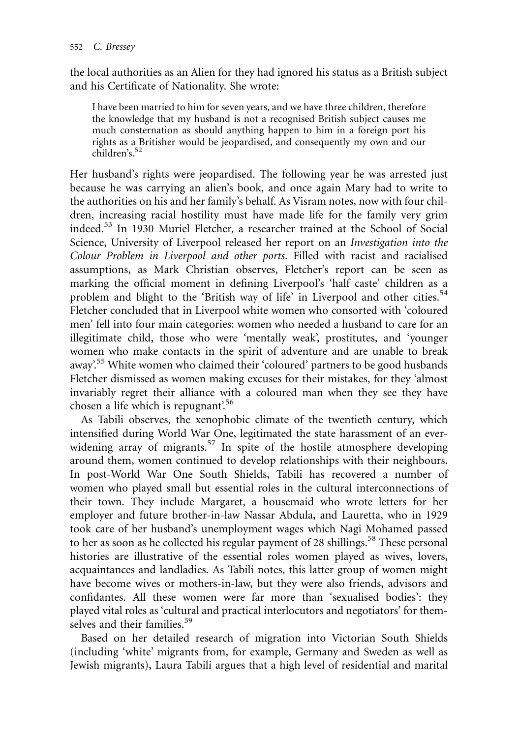the local authorities as an Alien for they had ignored his status as a British subject and his Certificate of Nationality. She wrote:

> I have been married to him for seven years, and we have three children, therefore the knowledge that my husband is not a recognised British subject causes me much consternation as should anything happen to him in a foreign port his rights as a Britisher would be jeopardised, and consequently my own and our children's.[52]

Her husband's rights were jeopardised. The following year he was arrested just because he was carrying an alien's book, and once again Mary had to write to the authorities on his and her family's behalf. As Visram notes, now with four children, increasing racial hostility must have made life for the family very grim indeed.[53] In 1930 Muriel Fletcher, a researcher trained at the School of Social Science, University of Liverpool released her report on an *Investigation into the Colour Problem in Liverpool and other ports*. Filled with racist and racialised assumptions, as Mark Christian observes, Fletcher's report can be seen as marking the official moment in defining Liverpool's 'half caste' children as a problem and blight to the 'British way of life' in Liverpool and other cities.[54] Fletcher concluded that in Liverpool white women who consorted with 'coloured men' fell into four main categories: women who needed a husband to care for an illegitimate child, those who were 'mentally weak', prostitutes, and 'younger women who make contacts in the spirit of adventure and are unable to break away'.[55] White women who claimed their 'coloured' partners to be good husbands Fletcher dismissed as women making excuses for their mistakes, for they 'almost invariably regret their alliance with a coloured man when they see they have chosen a life which is repugnant'.[56]

As Tabili observes, the xenophobic climate of the twentieth century, which intensified during World War One, legitimated the state harassment of an ever-widening array of migrants.[57] In spite of the hostile atmosphere developing around them, women continued to develop relationships with their neighbours. In post-World War One South Shields, Tabili has recovered a number of women who played small but essential roles in the cultural interconnections of their town. They include Margaret, a housemaid who wrote letters for her employer and future brother-in-law Nassar Abdula, and Lauretta, who in 1929 took care of her husband's unemployment wages which Nagi Mohamed passed to her as soon as he collected his regular payment of 28 shillings.[58] These personal histories are illustrative of the essential roles women played as wives, lovers, acquaintances and landladies. As Tabili notes, this latter group of women might have become wives or mothers-in-law, but they were also friends, advisors and confidantes. All these women were far more than 'sexualised bodies': they played vital roles as 'cultural and practical interlocutors and negotiators' for themselves and their families.[59]

Based on her detailed research of migration into Victorian South Shields (including 'white' migrants from, for example, Germany and Sweden as well as Jewish migrants), Laura Tabili argues that a high level of residential and marital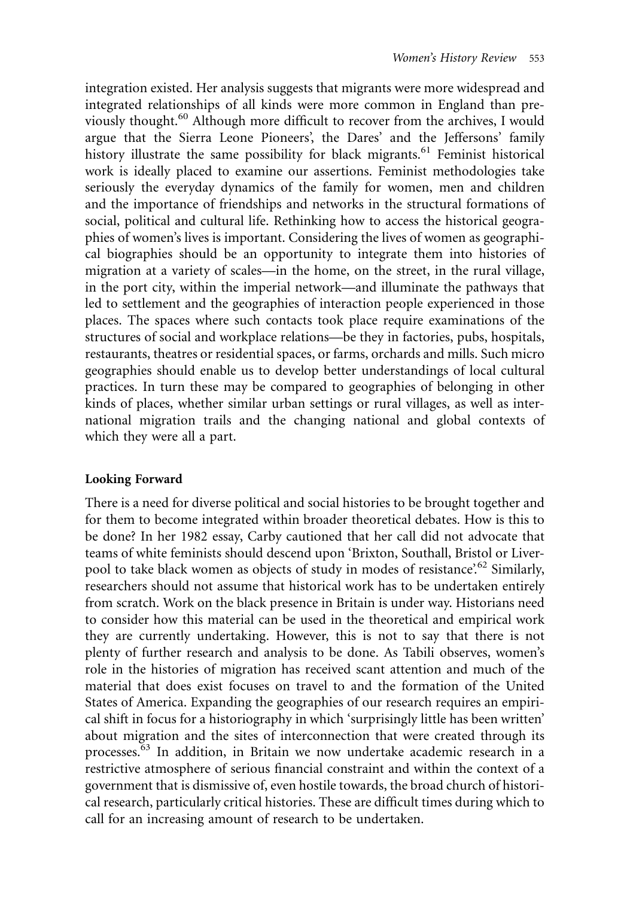integration existed. Her analysis suggests that migrants were more widespread and integrated relationships of all kinds were more common in England than previously thought.[60] Although more difficult to recover from the archives, I would argue that the Sierra Leone Pioneers', the Dares' and the Jeffersons' family history illustrate the same possibility for black migrants.[61] Feminist historical work is ideally placed to examine our assertions. Feminist methodologies take seriously the everyday dynamics of the family for women, men and children and the importance of friendships and networks in the structural formations of social, political and cultural life. Rethinking how to access the historical geographies of women's lives is important. Considering the lives of women as geographical biographies should be an opportunity to integrate them into histories of migration at a variety of scales—in the home, on the street, in the rural village, in the port city, within the imperial network—and illuminate the pathways that led to settlement and the geographies of interaction people experienced in those places. The spaces where such contacts took place require examinations of the structures of social and workplace relations—be they in factories, pubs, hospitals, restaurants, theatres or residential spaces, or farms, orchards and mills. Such micro geographies should enable us to develop better understandings of local cultural practices. In turn these may be compared to geographies of belonging in other kinds of places, whether similar urban settings or rural villages, as well as international migration trails and the changing national and global contexts of which they were all a part.

## Looking Forward

There is a need for diverse political and social histories to be brought together and for them to become integrated within broader theoretical debates. How is this to be done? In her 1982 essay, Carby cautioned that her call did not advocate that teams of white feminists should descend upon 'Brixton, Southall, Bristol or Liverpool to take black women as objects of study in modes of resistance'.[62] Similarly, researchers should not assume that historical work has to be undertaken entirely from scratch. Work on the black presence in Britain is under way. Historians need to consider how this material can be used in the theoretical and empirical work they are currently undertaking. However, this is not to say that there is not plenty of further research and analysis to be done. As Tabili observes, women's role in the histories of migration has received scant attention and much of the material that does exist focuses on travel to and the formation of the United States of America. Expanding the geographies of our research requires an empirical shift in focus for a historiography in which 'surprisingly little has been written' about migration and the sites of interconnection that were created through its processes.[63] In addition, in Britain we now undertake academic research in a restrictive atmosphere of serious financial constraint and within the context of a government that is dismissive of, even hostile towards, the broad church of historical research, particularly critical histories. These are difficult times during which to call for an increasing amount of research to be undertaken.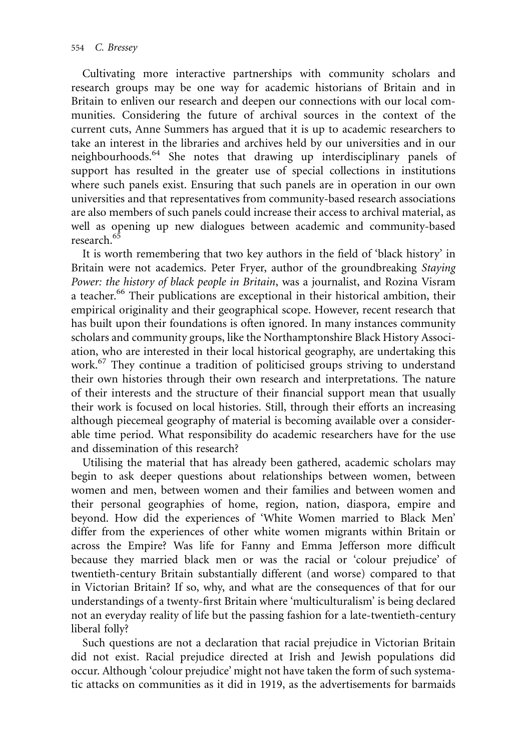Cultivating more interactive partnerships with community scholars and research groups may be one way for academic historians of Britain and in Britain to enliven our research and deepen our connections with our local communities. Considering the future of archival sources in the context of the current cuts, Anne Summers has argued that it is up to academic researchers to take an interest in the libraries and archives held by our universities and in our neighbourhoods.[64] She notes that drawing up interdisciplinary panels of support has resulted in the greater use of special collections in institutions where such panels exist. Ensuring that such panels are in operation in our own universities and that representatives from community-based research associations are also members of such panels could increase their access to archival material, as well as opening up new dialogues between academic and community-based research.[65]

It is worth remembering that two key authors in the field of 'black history' in Britain were not academics. Peter Fryer, author of the groundbreaking *Staying Power: the history of black people in Britain*, was a journalist, and Rozina Visram a teacher.[66] Their publications are exceptional in their historical ambition, their empirical originality and their geographical scope. However, recent research that has built upon their foundations is often ignored. In many instances community scholars and community groups, like the Northamptonshire Black History Association, who are interested in their local historical geography, are undertaking this work.[67] They continue a tradition of politicised groups striving to understand their own histories through their own research and interpretations. The nature of their interests and the structure of their financial support mean that usually their work is focused on local histories. Still, through their efforts an increasing although piecemeal geography of material is becoming available over a considerable time period. What responsibility do academic researchers have for the use and dissemination of this research?

Utilising the material that has already been gathered, academic scholars may begin to ask deeper questions about relationships between women, between women and men, between women and their families and between women and their personal geographies of home, region, nation, diaspora, empire and beyond. How did the experiences of 'White Women married to Black Men' differ from the experiences of other white women migrants within Britain or across the Empire? Was life for Fanny and Emma Jefferson more difficult because they married black men or was the racial or 'colour prejudice' of twentieth-century Britain substantially different (and worse) compared to that in Victorian Britain? If so, why, and what are the consequences of that for our understandings of a twenty-first Britain where 'multiculturalism' is being declared not an everyday reality of life but the passing fashion for a late-twentieth-century liberal folly?

Such questions are not a declaration that racial prejudice in Victorian Britain did not exist. Racial prejudice directed at Irish and Jewish populations did occur. Although 'colour prejudice' might not have taken the form of such systematic attacks on communities as it did in 1919, as the advertisements for barmaids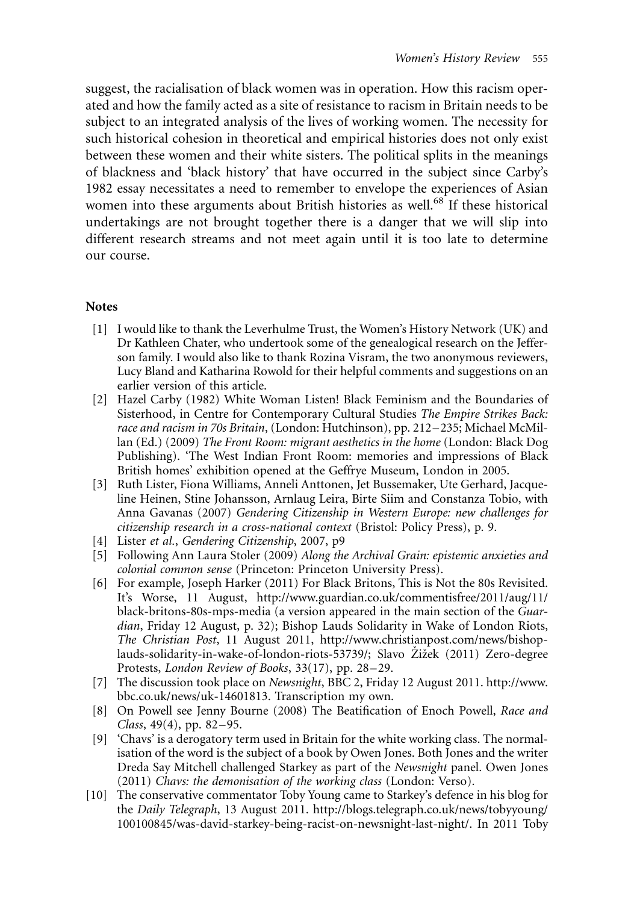suggest, the racialisation of black women was in operation. How this racism operated and how the family acted as a site of resistance to racism in Britain needs to be subject to an integrated analysis of the lives of working women. The necessity for such historical cohesion in theoretical and empirical histories does not only exist between these women and their white sisters. The political splits in the meanings of blackness and 'black history' that have occurred in the subject since Carby's 1982 essay necessitates a need to remember to envelope the experiences of Asian women into these arguments about British histories as well.[68] If these historical undertakings are not brought together there is a danger that we will slip into different research streams and not meet again until it is too late to determine our course.

## Notes

[1] I would like to thank the Leverhulme Trust, the Women's History Network (UK) and Dr Kathleen Chater, who undertook some of the genealogical research on the Jefferson family. I would also like to thank Rozina Visram, the two anonymous reviewers, Lucy Bland and Katharina Rowold for their helpful comments and suggestions on an earlier version of this article.

[2] Hazel Carby (1982) White Woman Listen! Black Feminism and the Boundaries of Sisterhood, in Centre for Contemporary Cultural Studies *The Empire Strikes Back: race and racism in 70s Britain*, (London: Hutchinson), pp. 212–235; Michael McMillan (Ed.) (2009) *The Front Room: migrant aesthetics in the home* (London: Black Dog Publishing). 'The West Indian Front Room: memories and impressions of Black British homes' exhibition opened at the Geffrye Museum, London in 2005.

[3] Ruth Lister, Fiona Williams, Anneli Anttonen, Jet Bussemaker, Ute Gerhard, Jacqueline Heinen, Stine Johansson, Arnlaug Leira, Birte Siim and Constanza Tobio, with Anna Gavanas (2007) *Gendering Citizenship in Western Europe: new challenges for citizenship research in a cross-national context* (Bristol: Policy Press), p. 9.

[4] Lister *et al.*, *Gendering Citizenship*, 2007, p9

[5] Following Ann Laura Stoler (2009) *Along the Archival Grain: epistemic anxieties and colonial common sense* (Princeton: Princeton University Press).

[6] For example, Joseph Harker (2011) For Black Britons, This is Not the 80s Revisited. It's Worse, 11 August, http://www.guardian.co.uk/commentisfree/2011/aug/11/black-britons-80s-mps-media (a version appeared in the main section of the *Guardian*, Friday 12 August, p. 32); Bishop Lauds Solidarity in Wake of London Riots, *The Christian Post*, 11 August 2011, http://www.christianpost.com/news/bishop-lauds-solidarity-in-wake-of-london-riots-53739/; Slavo Žižek (2011) Zero-degree Protests, *London Review of Books*, 33(17), pp. 28–29.

[7] The discussion took place on *Newsnight*, BBC 2, Friday 12 August 2011. http://www.bbc.co.uk/news/uk-14601813. Transcription my own.

[8] On Powell see Jenny Bourne (2008) The Beatification of Enoch Powell, *Race and Class*, 49(4), pp. 82–95.

[9] 'Chavs' is a derogatory term used in Britain for the white working class. The normalisation of the word is the subject of a book by Owen Jones. Both Jones and the writer Dreda Say Mitchell challenged Starkey as part of the *Newsnight* panel. Owen Jones (2011) *Chavs: the demonisation of the working class* (London: Verso).

[10] The conservative commentator Toby Young came to Starkey's defence in his blog for the *Daily Telegraph*, 13 August 2011. http://blogs.telegraph.co.uk/news/tobyyoung/100100845/was-david-starkey-being-racist-on-newsnight-last-night/. In 2011 Toby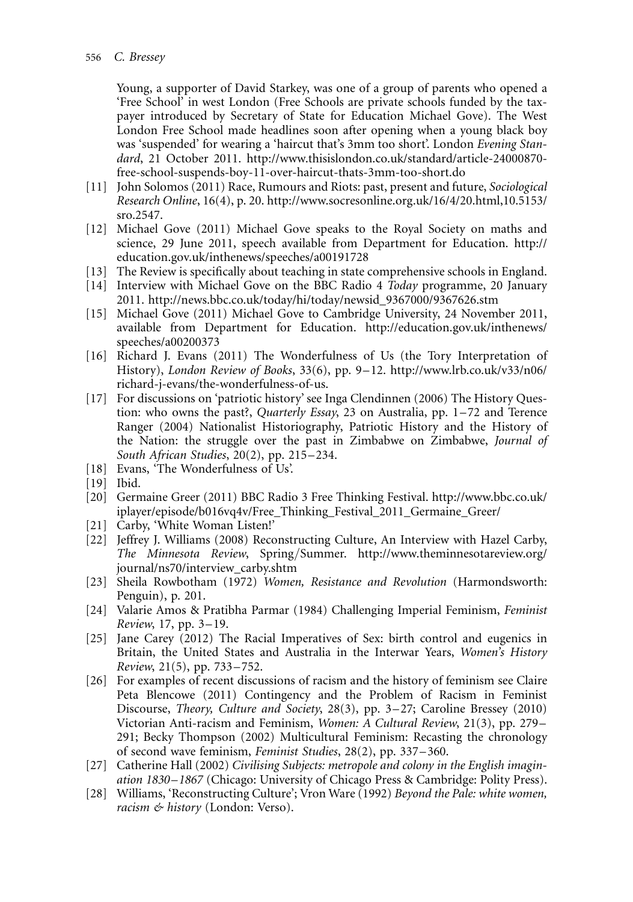Young, a supporter of David Starkey, was one of a group of parents who opened a 'Free School' in west London (Free Schools are private schools funded by the taxpayer introduced by Secretary of State for Education Michael Gove). The West London Free School made headlines soon after opening when a young black boy was 'suspended' for wearing a 'haircut that's 3mm too short'. London *Evening Standard*, 21 October 2011. http://www.thisislondon.co.uk/standard/article-24000870-free-school-suspends-boy-11-over-haircut-thats-3mm-too-short.do

[11] John Solomos (2011) Race, Rumours and Riots: past, present and future, *Sociological Research Online*, 16(4), p. 20. http://www.socresonline.org.uk/16/4/20.html,10.5153/sro.2547.

[12] Michael Gove (2011) Michael Gove speaks to the Royal Society on maths and science, 29 June 2011, speech available from Department for Education. http://education.gov.uk/inthenews/speeches/a00191728

[13] The Review is specifically about teaching in state comprehensive schools in England.

[14] Interview with Michael Gove on the BBC Radio 4 *Today* programme, 20 January 2011. http://news.bbc.co.uk/today/hi/today/newsid_9367000/9367626.stm

[15] Michael Gove (2011) Michael Gove to Cambridge University, 24 November 2011, available from Department for Education. http://education.gov.uk/inthenews/speeches/a00200373

[16] Richard J. Evans (2011) The Wonderfulness of Us (the Tory Interpretation of History), *London Review of Books*, 33(6), pp. 9–12. http://www.lrb.co.uk/v33/n06/richard-j-evans/the-wonderfulness-of-us.

[17] For discussions on 'patriotic history' see Inga Clendinnen (2006) The History Question: who owns the past?, *Quarterly Essay*, 23 on Australia, pp. 1–72 and Terence Ranger (2004) Nationalist Historiography, Patriotic History and the History of the Nation: the struggle over the past in Zimbabwe on Zimbabwe, *Journal of South African Studies*, 20(2), pp. 215–234.

[18] Evans, 'The Wonderfulness of Us'.

[19] Ibid.

[20] Germaine Greer (2011) BBC Radio 3 Free Thinking Festival. http://www.bbc.co.uk/iplayer/episode/b016vq4v/Free_Thinking_Festival_2011_Germaine_Greer/

[21] Carby, 'White Woman Listen!'

[22] Jeffrey J. Williams (2008) Reconstructing Culture, An Interview with Hazel Carby, *The Minnesota Review*, Spring/Summer. http://www.theminnesotareview.org/journal/ns70/interview_carby.shtm

[23] Sheila Rowbotham (1972) *Women, Resistance and Revolution* (Harmondsworth: Penguin), p. 201.

[24] Valarie Amos & Pratibha Parmar (1984) Challenging Imperial Feminism, *Feminist Review*, 17, pp. 3–19.

[25] Jane Carey (2012) The Racial Imperatives of Sex: birth control and eugenics in Britain, the United States and Australia in the Interwar Years, *Women's History Review*, 21(5), pp. 733–752.

[26] For examples of recent discussions of racism and the history of feminism see Claire Peta Blencowe (2011) Contingency and the Problem of Racism in Feminist Discourse, *Theory, Culture and Society*, 28(3), pp. 3–27; Caroline Bressey (2010) Victorian Anti-racism and Feminism, *Women: A Cultural Review*, 21(3), pp. 279–291; Becky Thompson (2002) Multicultural Feminism: Recasting the chronology of second wave feminism, *Feminist Studies*, 28(2), pp. 337–360.

[27] Catherine Hall (2002) *Civilising Subjects: metropole and colony in the English imagination 1830–1867* (Chicago: University of Chicago Press & Cambridge: Polity Press).

[28] Williams, 'Reconstructing Culture'; Vron Ware (1992) *Beyond the Pale: white women, racism & history* (London: Verso).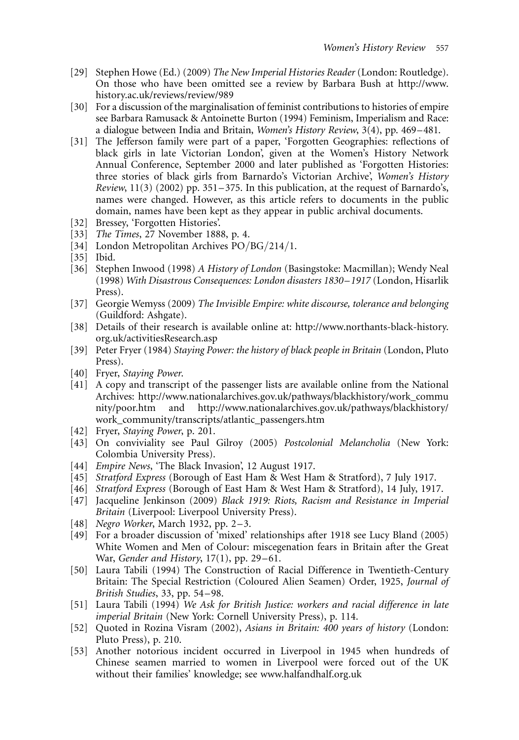[29] Stephen Howe (Ed.) (2009) *The New Imperial Histories Reader* (London: Routledge). On those who have been omitted see a review by Barbara Bush at http://www.history.ac.uk/reviews/review/989

[30] For a discussion of the marginalisation of feminist contributions to histories of empire see Barbara Ramusack & Antoinette Burton (1994) Feminism, Imperialism and Race: a dialogue between India and Britain, *Women's History Review*, 3(4), pp. 469–481.

[31] The Jefferson family were part of a paper, 'Forgotten Geographies: reflections of black girls in late Victorian London', given at the Women's History Network Annual Conference, September 2000 and later published as 'Forgotten Histories: three stories of black girls from Barnardo's Victorian Archive', *Women's History Review*, 11(3) (2002) pp. 351–375. In this publication, at the request of Barnardo's, names were changed. However, as this article refers to documents in the public domain, names have been kept as they appear in public archival documents.

[32] Bressey, 'Forgotten Histories'.

[33] *The Times*, 27 November 1888, p. 4.

[34] London Metropolitan Archives PO/BG/214/1.

[35] Ibid.

[36] Stephen Inwood (1998) *A History of London* (Basingstoke: Macmillan); Wendy Neal (1998) *With Disastrous Consequences: London disasters 1830–1917* (London, Hisarlik Press).

[37] Georgie Wemyss (2009) *The Invisible Empire: white discourse, tolerance and belonging* (Guildford: Ashgate).

[38] Details of their research is available online at: http://www.northants-black-history.org.uk/activitiesResearch.asp

[39] Peter Fryer (1984) *Staying Power: the history of black people in Britain* (London, Pluto Press).

[40] Fryer, *Staying Power*.

[41] A copy and transcript of the passenger lists are available online from the National Archives: http://www.nationalarchives.gov.uk/pathways/blackhistory/work_community/poor.htm and http://www.nationalarchives.gov.uk/pathways/blackhistory/work_community/transcripts/atlantic_passengers.htm

[42] Fryer, *Staying Power*, p. 201.

[43] On conviviality see Paul Gilroy (2005) *Postcolonial Melancholia* (New York: Colombia University Press).

[44] *Empire News*, 'The Black Invasion', 12 August 1917.

[45] *Stratford Express* (Borough of East Ham & West Ham & Stratford), 7 July 1917.

[46] *Stratford Express* (Borough of East Ham & West Ham & Stratford), 14 July, 1917.

[47] Jacqueline Jenkinson (2009) *Black 1919: Riots, Racism and Resistance in Imperial Britain* (Liverpool: Liverpool University Press).

[48] *Negro Worker*, March 1932, pp. 2–3.

[49] For a broader discussion of 'mixed' relationships after 1918 see Lucy Bland (2005) White Women and Men of Colour: miscegenation fears in Britain after the Great War, *Gender and History*, 17(1), pp. 29–61.

[50] Laura Tabili (1994) The Construction of Racial Difference in Twentieth-Century Britain: The Special Restriction (Coloured Alien Seamen) Order, 1925, *Journal of British Studies*, 33, pp. 54–98.

[51] Laura Tabili (1994) *We Ask for British Justice: workers and racial difference in late imperial Britain* (New York: Cornell University Press), p. 114.

[52] Quoted in Rozina Visram (2002), *Asians in Britain: 400 years of history* (London: Pluto Press), p. 210.

[53] Another notorious incident occurred in Liverpool in 1945 when hundreds of Chinese seamen married to women in Liverpool were forced out of the UK without their families' knowledge; see www.halfandhalf.org.uk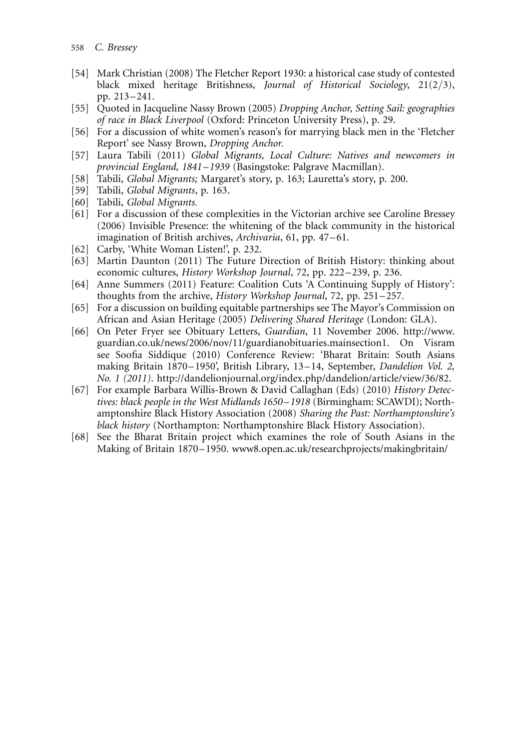[54] Mark Christian (2008) The Fletcher Report 1930: a historical case study of contested black mixed heritage Britishness, *Journal of Historical Sociology*, 21(2/3), pp. 213–241.

[55] Quoted in Jacqueline Nassy Brown (2005) *Dropping Anchor, Setting Sail: geographies of race in Black Liverpool* (Oxford: Princeton University Press), p. 29.

[56] For a discussion of white women's reason's for marrying black men in the 'Fletcher Report' see Nassy Brown, *Dropping Anchor*.

[57] Laura Tabili (2011) *Global Migrants, Local Culture: Natives and newcomers in provincial England, 1841–1939* (Basingstoke: Palgrave Macmillan).

[58] Tabili, *Global Migrants;* Margaret's story, p. 163; Lauretta's story, p. 200.

[59] Tabili, *Global Migrants*, p. 163.

[60] Tabili, *Global Migrants*.

[61] For a discussion of these complexities in the Victorian archive see Caroline Bressey (2006) Invisible Presence: the whitening of the black community in the historical imagination of British archives, *Archivaria*, 61, pp. 47–61.

[62] Carby, 'White Woman Listen!', p. 232.

[63] Martin Daunton (2011) The Future Direction of British History: thinking about economic cultures, *History Workshop Journal*, 72, pp. 222–239, p. 236.

[64] Anne Summers (2011) Feature: Coalition Cuts 'A Continuing Supply of History': thoughts from the archive, *History Workshop Journal*, 72, pp. 251–257.

[65] For a discussion on building equitable partnerships see The Mayor's Commission on African and Asian Heritage (2005) *Delivering Shared Heritage* (London: GLA).

[66] On Peter Fryer see Obituary Letters, *Guardian*, 11 November 2006. http://www.guardian.co.uk/news/2006/nov/11/guardianobituaries.mainsection1. On Visram see Soofia Siddique (2010) Conference Review: 'Bharat Britain: South Asians making Britain 1870–1950', British Library, 13–14, September, *Dandelion Vol. 2, No. 1 (2011)*. http://dandelionjournal.org/index.php/dandelion/article/view/36/82.

[67] For example Barbara Willis-Brown & David Callaghan (Eds) (2010) *History Detectives: black people in the West Midlands 1650–1918* (Birmingham: SCAWDI); Northamptonshire Black History Association (2008) *Sharing the Past: Northamptonshire's black history* (Northampton: Northamptonshire Black History Association).

[68] See the Bharat Britain project which examines the role of South Asians in the Making of Britain 1870–1950. www8.open.ac.uk/researchprojects/makingbritain/